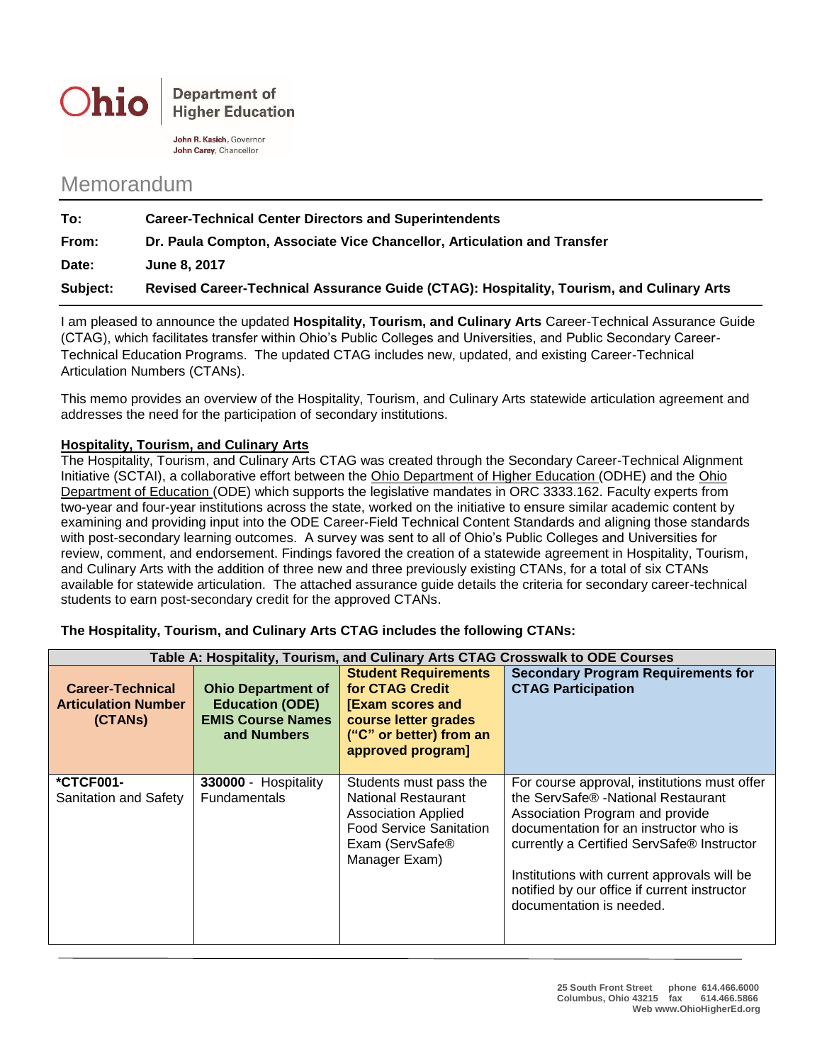Ohio | Department of Higher Education

John R. Kasich, Governor
John Carey, Chancellor

# Memorandum

**To:** **Career-Technical Center Directors and Superintendents**

**From:** **Dr. Paula Compton, Associate Vice Chancellor, Articulation and Transfer**

**Date:** **June 8, 2017**

**Subject:** **Revised Career-Technical Assurance Guide (CTAG): Hospitality, Tourism, and Culinary Arts**

I am pleased to announce the updated **Hospitality, Tourism, and Culinary Arts** Career-Technical Assurance Guide (CTAG), which facilitates transfer within Ohio's Public Colleges and Universities, and Public Secondary Career-Technical Education Programs. The updated CTAG includes new, updated, and existing Career-Technical Articulation Numbers (CTANs).

This memo provides an overview of the Hospitality, Tourism, and Culinary Arts statewide articulation agreement and addresses the need for the participation of secondary institutions.

**Hospitality, Tourism, and Culinary Arts**

The Hospitality, Tourism, and Culinary Arts CTAG was created through the Secondary Career-Technical Alignment Initiative (SCTAI), a collaborative effort between the Ohio Department of Higher Education (ODHE) and the Ohio Department of Education (ODE) which supports the legislative mandates in ORC 3333.162. Faculty experts from two-year and four-year institutions across the state, worked on the initiative to ensure similar academic content by examining and providing input into the ODE Career-Field Technical Content Standards and aligning those standards with post-secondary learning outcomes. A survey was sent to all of Ohio's Public Colleges and Universities for review, comment, and endorsement. Findings favored the creation of a statewide agreement in Hospitality, Tourism, and Culinary Arts with the addition of three new and three previously existing CTANs, for a total of six CTANs available for statewide articulation. The attached assurance guide details the criteria for secondary career-technical students to earn post-secondary credit for the approved CTANs.

**The Hospitality, Tourism, and Culinary Arts CTAG includes the following CTANs:**

| Table A: Hospitality, Tourism, and Culinary Arts CTAG Crosswalk to ODE Courses | | | |
|---|---|---|---|
| **Career-Technical Articulation Number (CTANs)** | **Ohio Department of Education (ODE) EMIS Course Names and Numbers** | **Student Requirements for CTAG Credit [Exam scores and course letter grades ("C" or better) from an approved program]** | **Secondary Program Requirements for CTAG Participation** |
| **\*CTCF001-** Sanitation and Safety | **330000** - Hospitality Fundamentals | Students must pass the National Restaurant Association Applied Food Service Sanitation Exam (ServSafe® Manager Exam) | For course approval, institutions must offer the ServSafe® -National Restaurant Association Program and provide documentation for an instructor who is currently a Certified ServSafe® Instructor<br><br>Institutions with current approvals will be notified by our office if current instructor documentation is needed. |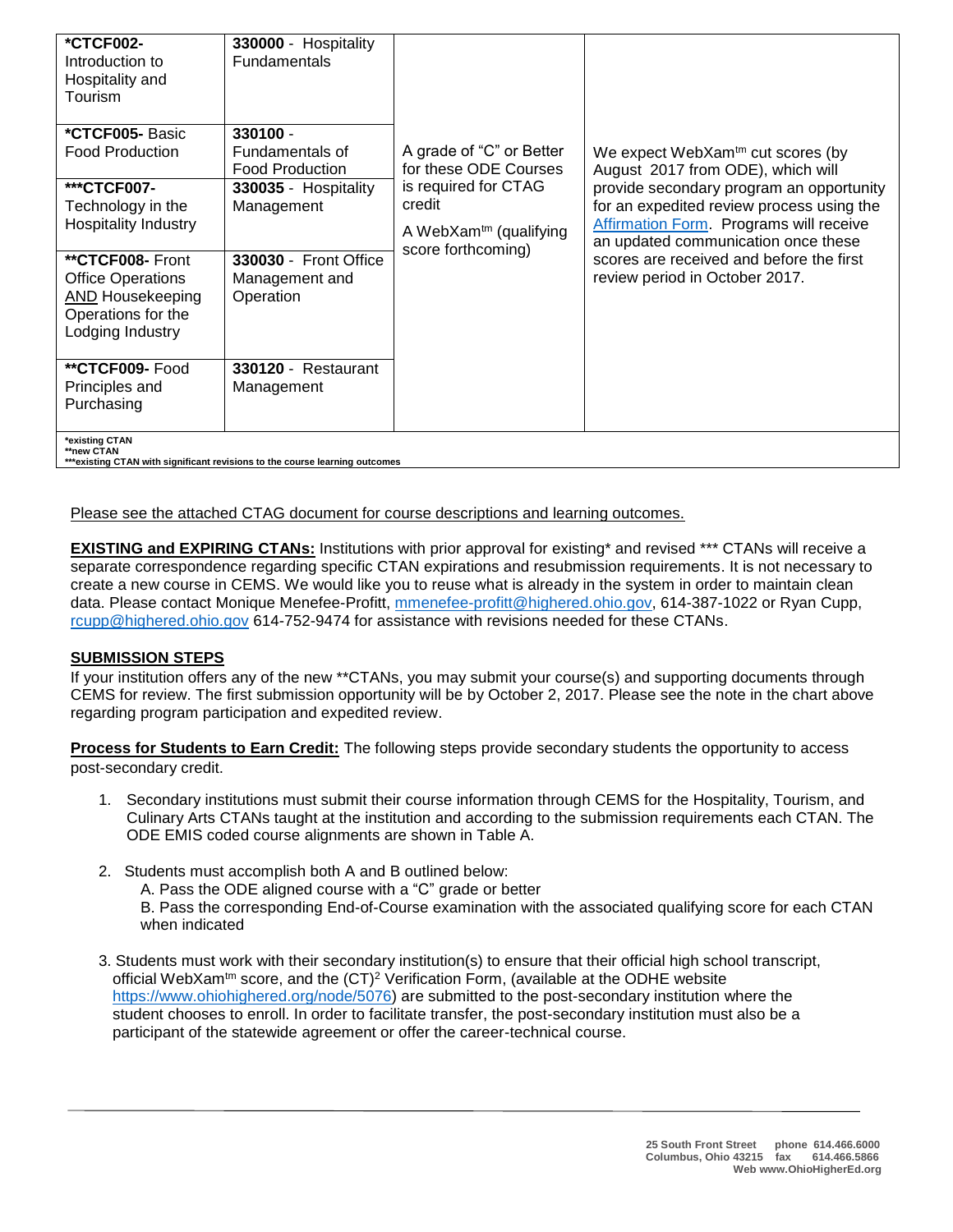| | | | |
|---|---|---|---|
| ***CTCF002-** Introduction to Hospitality and Tourism | **330000** - Hospitality Fundamentals | A grade of "C" or Better for these ODE Courses is required for CTAG credit<br>A WebXam[tm] (qualifying score forthcoming) | We expect WebXam[tm] cut scores (by August 2017 from ODE), which will provide secondary program an opportunity for an expedited review process using the Affirmation Form. Programs will receive an updated communication once these scores are received and before the first review period in October 2017. |
| ***CTCF005-** Basic Food Production | **330100** - Fundamentals of Food Production | | |
| *****CTCF007-** Technology in the Hospitality Industry | **330035** - Hospitality Management | | |
| ****CTCF008-** Front Office Operations AND Housekeeping Operations for the Lodging Industry | **330030** - Front Office Management and Operation | | |
| ****CTCF009-** Food Principles and Purchasing | **330120** - Restaurant Management | | |

**\*existing CTAN**
**\*\*new CTAN**
**\*\*\*existing CTAN with significant revisions to the course learning outcomes**

Please see the attached CTAG document for course descriptions and learning outcomes.

**EXISTING and EXPIRING CTANs:** Institutions with prior approval for existing* and revised *** CTANs will receive a separate correspondence regarding specific CTAN expirations and resubmission requirements. It is not necessary to create a new course in CEMS. We would like you to reuse what is already in the system in order to maintain clean data. Please contact Monique Menefee-Profitt, mmenefee-profitt@highered.ohio.gov, 614-387-1022 or Ryan Cupp, rcupp@highered.ohio.gov 614-752-9474 for assistance with revisions needed for these CTANs.

**SUBMISSION STEPS**

If your institution offers any of the new **CTANs, you may submit your course(s) and supporting documents through CEMS for review. The first submission opportunity will be by October 2, 2017. Please see the note in the chart above regarding program participation and expedited review.

**Process for Students to Earn Credit:** The following steps provide secondary students the opportunity to access post-secondary credit.

1. Secondary institutions must submit their course information through CEMS for the Hospitality, Tourism, and Culinary Arts CTANs taught at the institution and according to the submission requirements each CTAN. The ODE EMIS coded course alignments are shown in Table A.
2. Students must accomplish both A and B outlined below:
   A. Pass the ODE aligned course with a "C" grade or better
   B. Pass the corresponding End-of-Course examination with the associated qualifying score for each CTAN when indicated
3. Students must work with their secondary institution(s) to ensure that their official high school transcript, official WebXam[tm] score, and the $(CT)^2$ Verification Form, (available at the ODHE website https://www.ohiohighered.org/node/5076) are submitted to the post-secondary institution where the student chooses to enroll. In order to facilitate transfer, the post-secondary institution must also be a participant of the statewide agreement or offer the career-technical course.

25 South Front Street phone 614.466.6000
Columbus, Ohio 43215 fax 614.466.5866
Web www.OhioHigherEd.org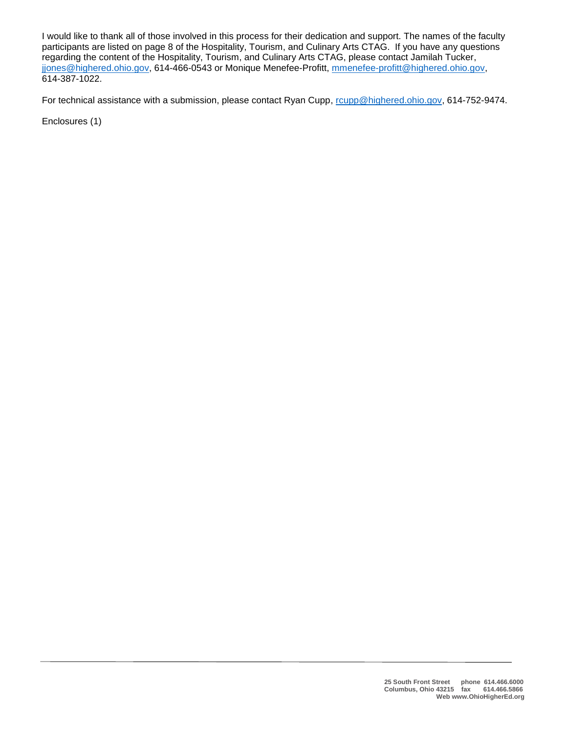I would like to thank all of those involved in this process for their dedication and support. The names of the faculty participants are listed on page 8 of the Hospitality, Tourism, and Culinary Arts CTAG. If you have any questions regarding the content of the Hospitality, Tourism, and Culinary Arts CTAG, please contact Jamilah Tucker, jjones@highered.ohio.gov, 614-466-0543 or Monique Menefee-Profitt, mmenefee-profitt@highered.ohio.gov, 614-387-1022.

For technical assistance with a submission, please contact Ryan Cupp, rcupp@highered.ohio.gov, 614-752-9474.

Enclosures (1)

25 South Front Street phone 614.466.6000
Columbus, Ohio 43215 fax 614.466.5866
Web www.OhioHigherEd.org